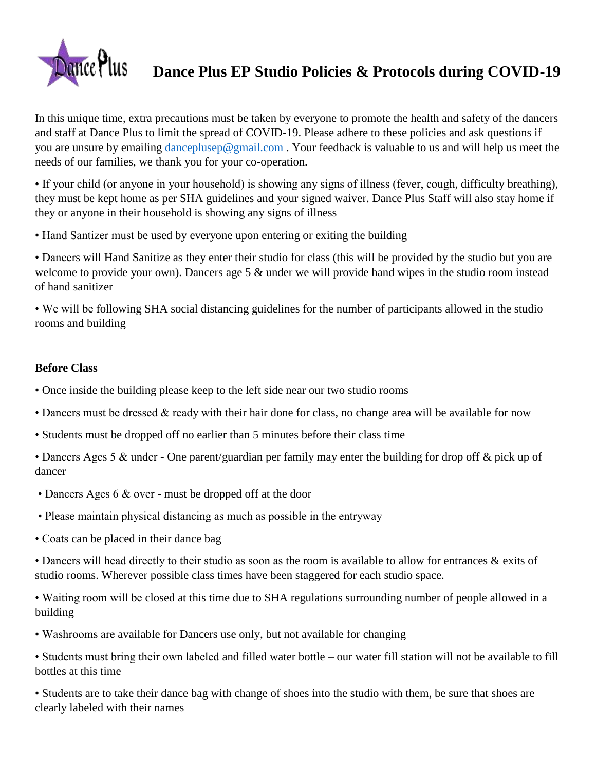# Dance Plus EP Studio Policies & Protocols during COVID-19

In this unique time, extra precautions must be taken by everyone to promote the health and safety of the dancers and staff at Dance Plus to limit the spread of COVID-19. Please adhere to these policies and ask questions if you are unsure by emailing danceplusep@gmail.com . Your feedback is valuable to us and will help us meet the needs of our families, we thank you for your co-operation.

- If your child (or anyone in your household) is showing any signs of illness (fever, cough, difficulty breathing), they must be kept home as per SHA guidelines and your signed waiver. Dance Plus Staff will also stay home if they or anyone in their household is showing any signs of illness
- Hand Santizer must be used by everyone upon entering or exiting the building
- Dancers will Hand Sanitize as they enter their studio for class (this will be provided by the studio but you are welcome to provide your own). Dancers age 5 & under we will provide hand wipes in the studio room instead of hand sanitizer
- We will be following SHA social distancing guidelines for the number of participants allowed in the studio rooms and building

**Before Class**

- Once inside the building please keep to the left side near our two studio rooms
- Dancers must be dressed & ready with their hair done for class, no change area will be available for now
- Students must be dropped off no earlier than 5 minutes before their class time
- Dancers Ages 5 & under - One parent/guardian per family may enter the building for drop off & pick up of dancer
- Dancers Ages 6 & over - must be dropped off at the door
- Please maintain physical distancing as much as possible in the entryway
- Coats can be placed in their dance bag
- Dancers will head directly to their studio as soon as the room is available to allow for entrances & exits of studio rooms. Wherever possible class times have been staggered for each studio space.
- Waiting room will be closed at this time due to SHA regulations surrounding number of people allowed in a building
- Washrooms are available for Dancers use only, but not available for changing
- Students must bring their own labeled and filled water bottle – our water fill station will not be available to fill bottles at this time
- Students are to take their dance bag with change of shoes into the studio with them, be sure that shoes are clearly labeled with their names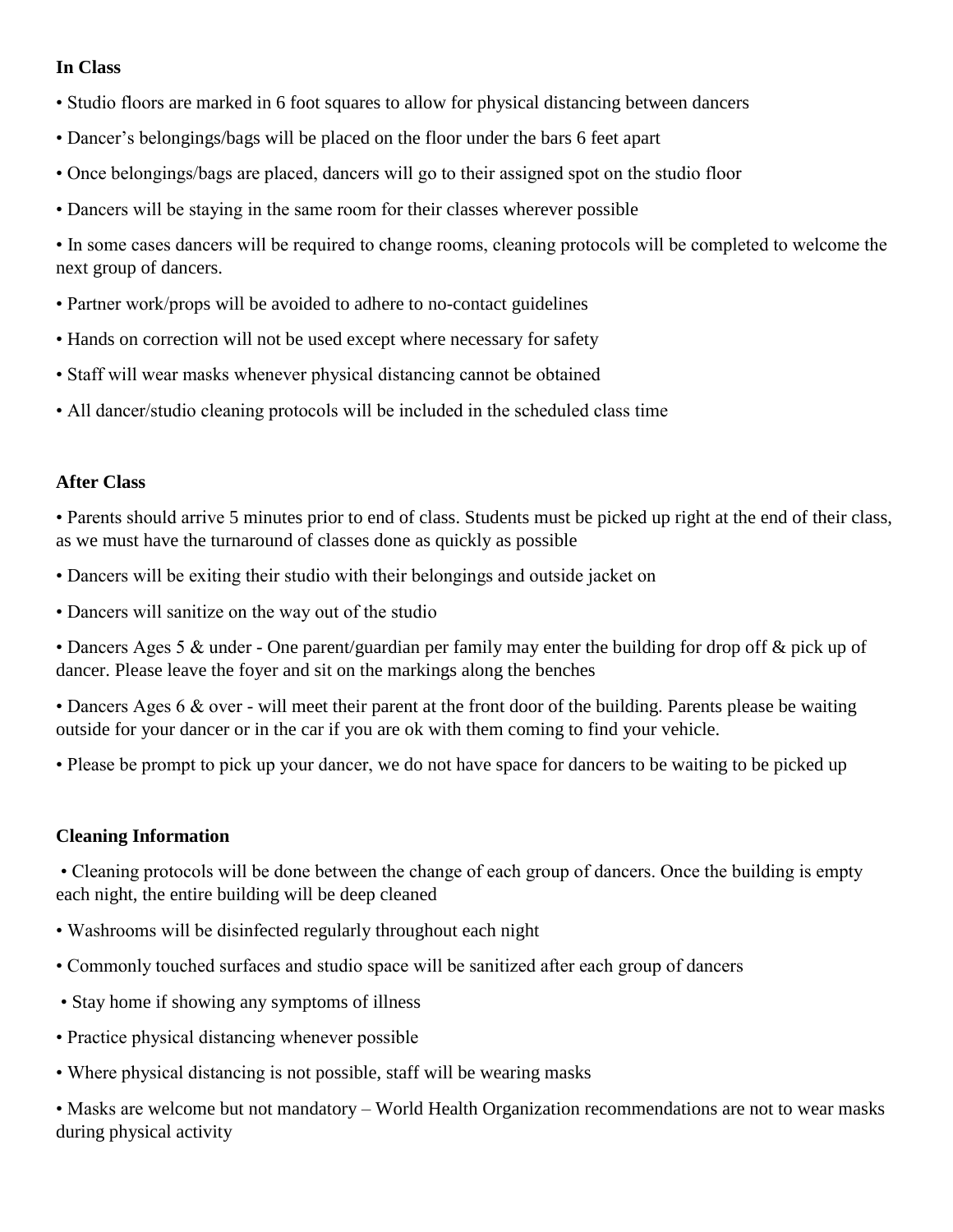**In Class**

- Studio floors are marked in 6 foot squares to allow for physical distancing between dancers
- Dancer's belongings/bags will be placed on the floor under the bars 6 feet apart
- Once belongings/bags are placed, dancers will go to their assigned spot on the studio floor
- Dancers will be staying in the same room for their classes wherever possible
- In some cases dancers will be required to change rooms, cleaning protocols will be completed to welcome the next group of dancers.
- Partner work/props will be avoided to adhere to no-contact guidelines
- Hands on correction will not be used except where necessary for safety
- Staff will wear masks whenever physical distancing cannot be obtained
- All dancer/studio cleaning protocols will be included in the scheduled class time

**After Class**

- Parents should arrive 5 minutes prior to end of class. Students must be picked up right at the end of their class, as we must have the turnaround of classes done as quickly as possible
- Dancers will be exiting their studio with their belongings and outside jacket on
- Dancers will sanitize on the way out of the studio
- Dancers Ages 5 & under - One parent/guardian per family may enter the building for drop off & pick up of dancer. Please leave the foyer and sit on the markings along the benches
- Dancers Ages 6 & over - will meet their parent at the front door of the building. Parents please be waiting outside for your dancer or in the car if you are ok with them coming to find your vehicle.
- Please be prompt to pick up your dancer, we do not have space for dancers to be waiting to be picked up

**Cleaning Information**

- Cleaning protocols will be done between the change of each group of dancers. Once the building is empty each night, the entire building will be deep cleaned
- Washrooms will be disinfected regularly throughout each night
- Commonly touched surfaces and studio space will be sanitized after each group of dancers
- Stay home if showing any symptoms of illness
- Practice physical distancing whenever possible
- Where physical distancing is not possible, staff will be wearing masks
- Masks are welcome but not mandatory – World Health Organization recommendations are not to wear masks during physical activity